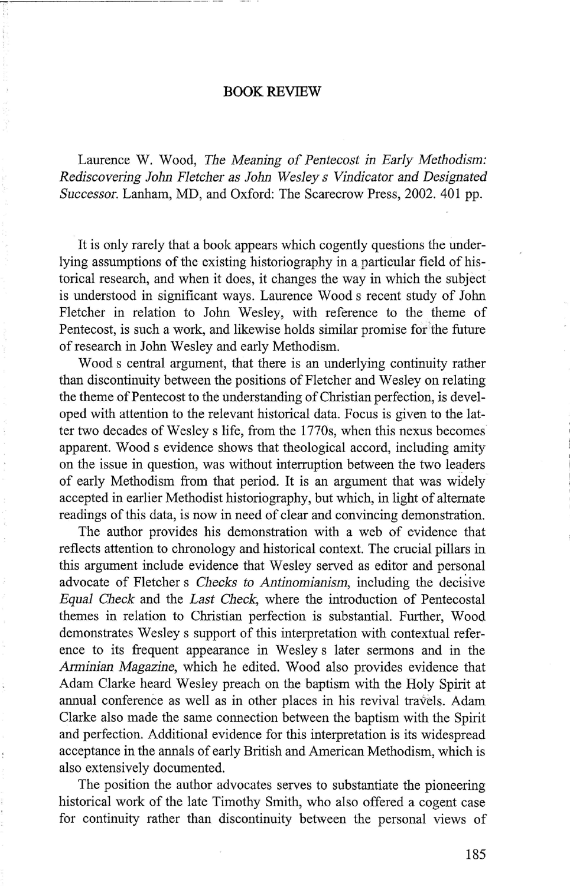# BOOK REVIEW

Laurence W. Wood, *The Meaning of Pentecost in Early Methodism: Rediscovering John Fletcher as John Wesley s Vindicator and Designated Successor.* Lanham, MD, and Oxford: The Scarecrow Press, 2002. 401 pp.

It is only rarely that a book appears which cogently questions the underlying assumptions of the existing historiography in a particular field of historical research, and when it does, it changes the way in which the subject is understood in significant ways. Laurence Wood s recent study of John Fletcher in relation to John Wesley, with reference to the theme of Pentecost, is such a work, and likewise holds similar promise for the future of research in John Wesley and early Methodism.

Wood s central argument, that there is an underlying continuity rather than discontinuity between the positions of Fletcher and Wesley on relating the theme of Pentecost to the understanding of Christian perfection, is developed with attention to the relevant historical data. Focus is given to the latter two decades of Wesley s life, from the 1770s, when this nexus becomes apparent. Wood s evidence shows that theological accord, including amity on the issue in question, was without interruption between the two leaders of early Methodism from that period. It is an argument that was widely accepted in earlier Methodist historiography, but which, in light of alternate readings of this data, is now in need of clear and convincing demonstration.

The author provides his demonstration with a web of evidence that reflects attention to chronology and historical context. The crucial pillars in this argument include evidence that Wesley served as editor and personal advocate of Fletcher s *Checks to Antinomianism*, including the decisive *Equal Check* and the *Last Check*, where the introduction of Pentecostal themes in relation to Christian perfection is substantial. Further, Wood demonstrates Wesley s support of this interpretation with contextual reference to its frequent appearance in Wesley s later sermons and in the *Arminian Magazine*, which he edited. Wood also provides evidence that Adam Clarke heard Wesley preach on the baptism with the Holy Spirit at annual conference as well as in other places in his revival travels. Adam Clarke also made the same connection between the baptism with the Spirit and perfection. Additional evidence for this interpretation is its widespread acceptance in the annals of early British and American Methodism, which is also extensively documented.

The position the author advocates serves to substantiate the pioneering historical work of the late Timothy Smith, who also offered a cogent case for continuity rather than discontinuity between the personal views of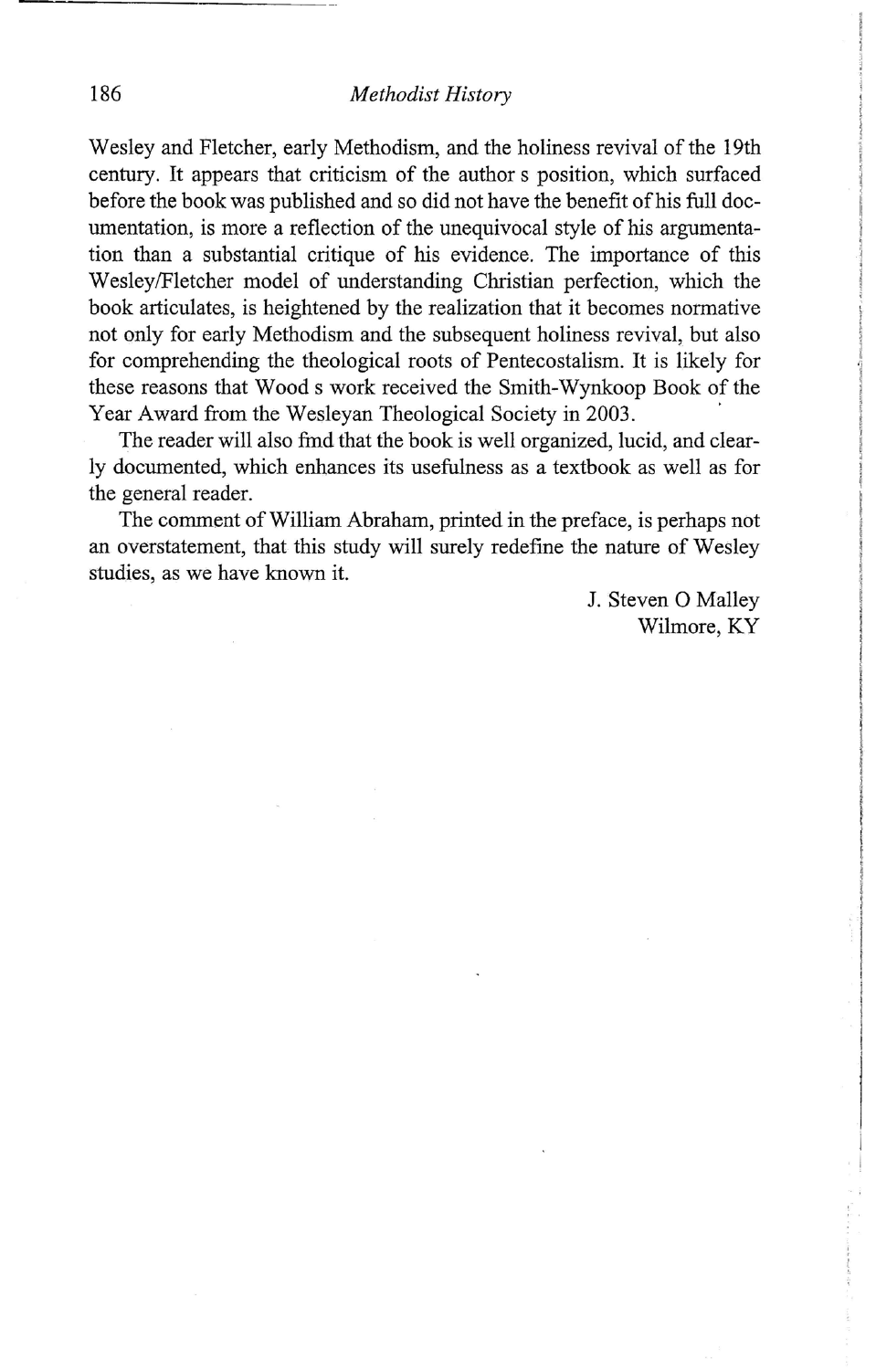Wesley and Fletcher, early Methodism, and the holiness revival of the 19th century. It appears that criticism of the author s position, which surfaced before the book was published and so did not have the benefit of his full documentation, is more a reflection of the unequivocal style of his argumentation than a substantial critique of his evidence. The importance of this Wesley/Fletcher model of understanding Christian perfection, which the book articulates, is heightened by the realization that it becomes normative not only for early Methodism and the subsequent holiness revival, but also for comprehending the theological roots of Pentecostalism. It is likely for these reasons that Wood s work received the Smith-Wynkoop Book of the Year Award from the Wesleyan Theological Society in 2003.

The reader will also fmd that the book is well organized, lucid, and clearly documented, which enhances its usefulness as a textbook as well as for the general reader.

The comment of William Abraham, printed in the preface, is perhaps not an overstatement, that this study will surely redefine the nature of Wesley studies, as we have known it.

J. Steven O Malley
Wilmore, KY